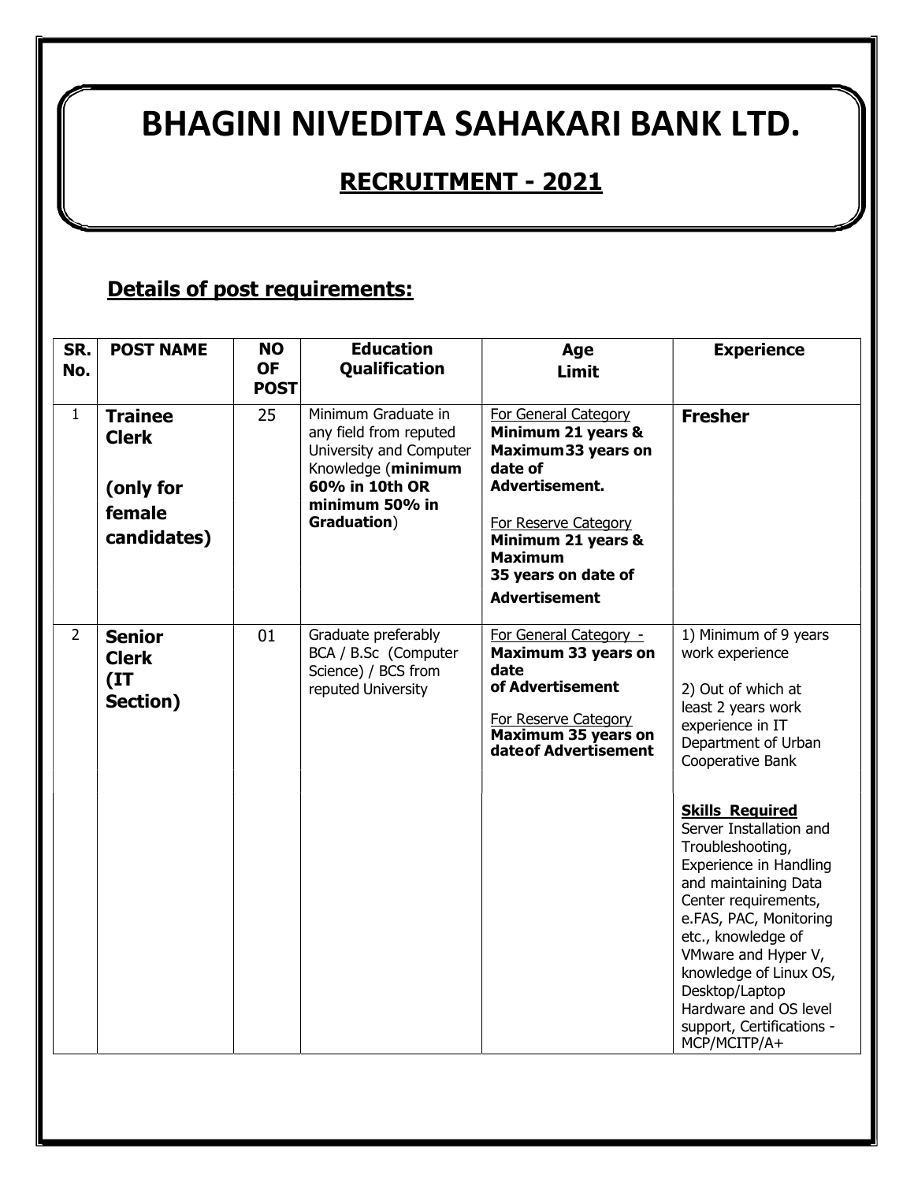# BHAGINI NIVEDITA SAHAKARI BANK LTD.

## RECRUITMENT - 2021

### Details of post requirements:

| SR. No. | POST NAME | NO OF POST | Education Qualification | Age Limit | Experience |
|---|---|---|---|---|---|
| 1 | **Trainee Clerk (only for female candidates)** | 25 | Minimum Graduate in any field from reputed University and Computer Knowledge (**minimum 60% in 10th OR minimum 50% in Graduation**) | For General Category **Minimum 21 years & Maximum 33 years on date of Advertisement.** For Reserve Category **Minimum 21 years & Maximum 35 years on date of Advertisement** | **Fresher** |
| 2 | **Senior Clerk (IT Section)** | 01 | Graduate preferably BCA / B.Sc (Computer Science) / BCS from reputed University | For General Category - **Maximum 33 years on date of Advertisement** For Reserve Category **Maximum 35 years on date of Advertisement** | 1) Minimum of 9 years work experience<br>2) Out of which at least 2 years work experience in IT Department of Urban Cooperative Bank<br>**Skills Required**<br>Server Installation and Troubleshooting, Experience in Handling and maintaining Data Center requirements, e.FAS, PAC, Monitoring etc., knowledge of VMware and Hyper V, knowledge of Linux OS, Desktop/Laptop Hardware and OS level support, Certifications - MCP/MCITP/A+ |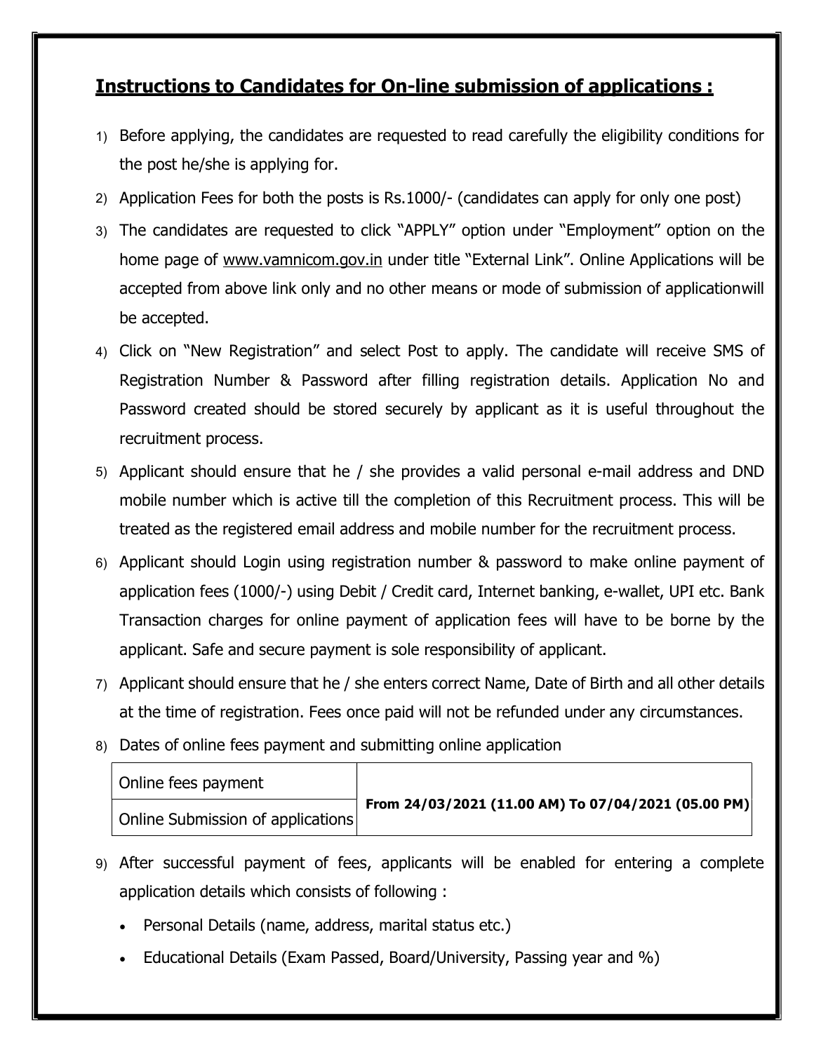## Instructions to Candidates for On-line submission of applications :

1) Before applying, the candidates are requested to read carefully the eligibility conditions for the post he/she is applying for.
2) Application Fees for both the posts is Rs.1000/- (candidates can apply for only one post)
3) The candidates are requested to click "APPLY" option under "Employment" option on the home page of www.vamnicom.gov.in under title "External Link". Online Applications will be accepted from above link only and no other means or mode of submission of applicationwill be accepted.
4) Click on "New Registration" and select Post to apply. The candidate will receive SMS of Registration Number & Password after filling registration details. Application No and Password created should be stored securely by applicant as it is useful throughout the recruitment process.
5) Applicant should ensure that he / she provides a valid personal e-mail address and DND mobile number which is active till the completion of this Recruitment process. This will be treated as the registered email address and mobile number for the recruitment process.
6) Applicant should Login using registration number & password to make online payment of application fees (1000/-) using Debit / Credit card, Internet banking, e-wallet, UPI etc. Bank Transaction charges for online payment of application fees will have to be borne by the applicant. Safe and secure payment is sole responsibility of applicant.
7) Applicant should ensure that he / she enters correct Name, Date of Birth and all other details at the time of registration. Fees once paid will not be refunded under any circumstances.
8) Dates of online fees payment and submitting online application

| | |
|---|---|
| Online fees payment | **From 24/03/2021 (11.00 AM) To 07/04/2021 (05.00 PM)** |
| Online Submission of applications | |

9) After successful payment of fees, applicants will be enabled for entering a complete application details which consists of following :
   - Personal Details (name, address, marital status etc.)
   - Educational Details (Exam Passed, Board/University, Passing year and %)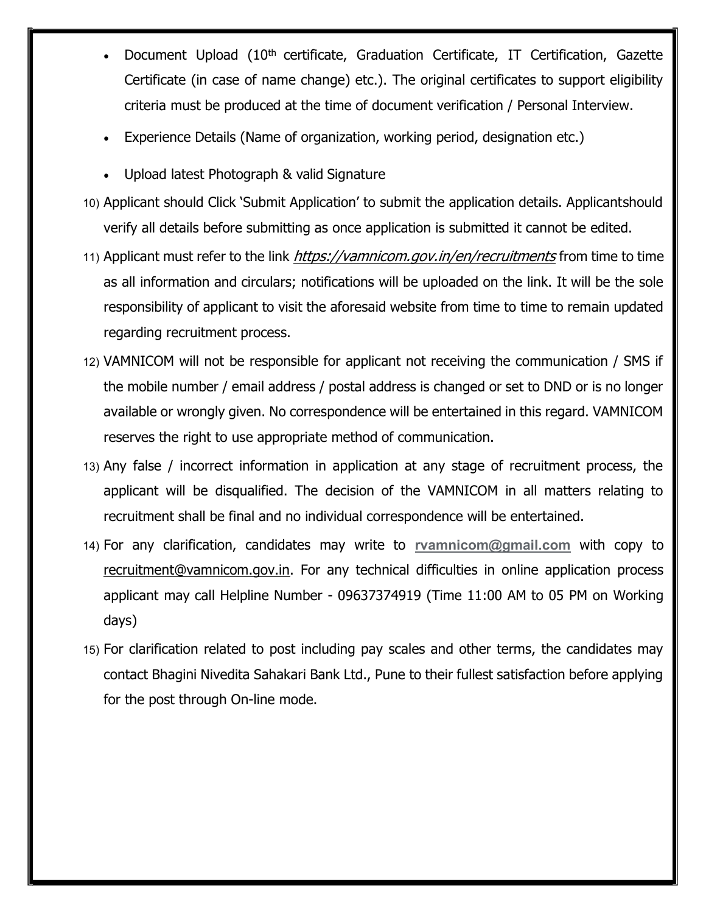- Document Upload (10th certificate, Graduation Certificate, IT Certification, Gazette Certificate (in case of name change) etc.). The original certificates to support eligibility criteria must be produced at the time of document verification / Personal Interview.
- Experience Details (Name of organization, working period, designation etc.)
- Upload latest Photograph & valid Signature

10) Applicant should Click 'Submit Application' to submit the application details. Applicantshould verify all details before submitting as once application is submitted it cannot be edited.

11) Applicant must refer to the link *https://vamnicom.gov.in/en/recruitments* from time to time as all information and circulars; notifications will be uploaded on the link. It will be the sole responsibility of applicant to visit the aforesaid website from time to time to remain updated regarding recruitment process.

12) VAMNICOM will not be responsible for applicant not receiving the communication / SMS if the mobile number / email address / postal address is changed or set to DND or is no longer available or wrongly given. No correspondence will be entertained in this regard. VAMNICOM reserves the right to use appropriate method of communication.

13) Any false / incorrect information in application at any stage of recruitment process, the applicant will be disqualified. The decision of the VAMNICOM in all matters relating to recruitment shall be final and no individual correspondence will be entertained.

14) For any clarification, candidates may write to **rvamnicom@gmail.com** with copy to recruitment@vamnicom.gov.in. For any technical difficulties in online application process applicant may call Helpline Number - 09637374919 (Time 11:00 AM to 05 PM on Working days)

15) For clarification related to post including pay scales and other terms, the candidates may contact Bhagini Nivedita Sahakari Bank Ltd., Pune to their fullest satisfaction before applying for the post through On-line mode.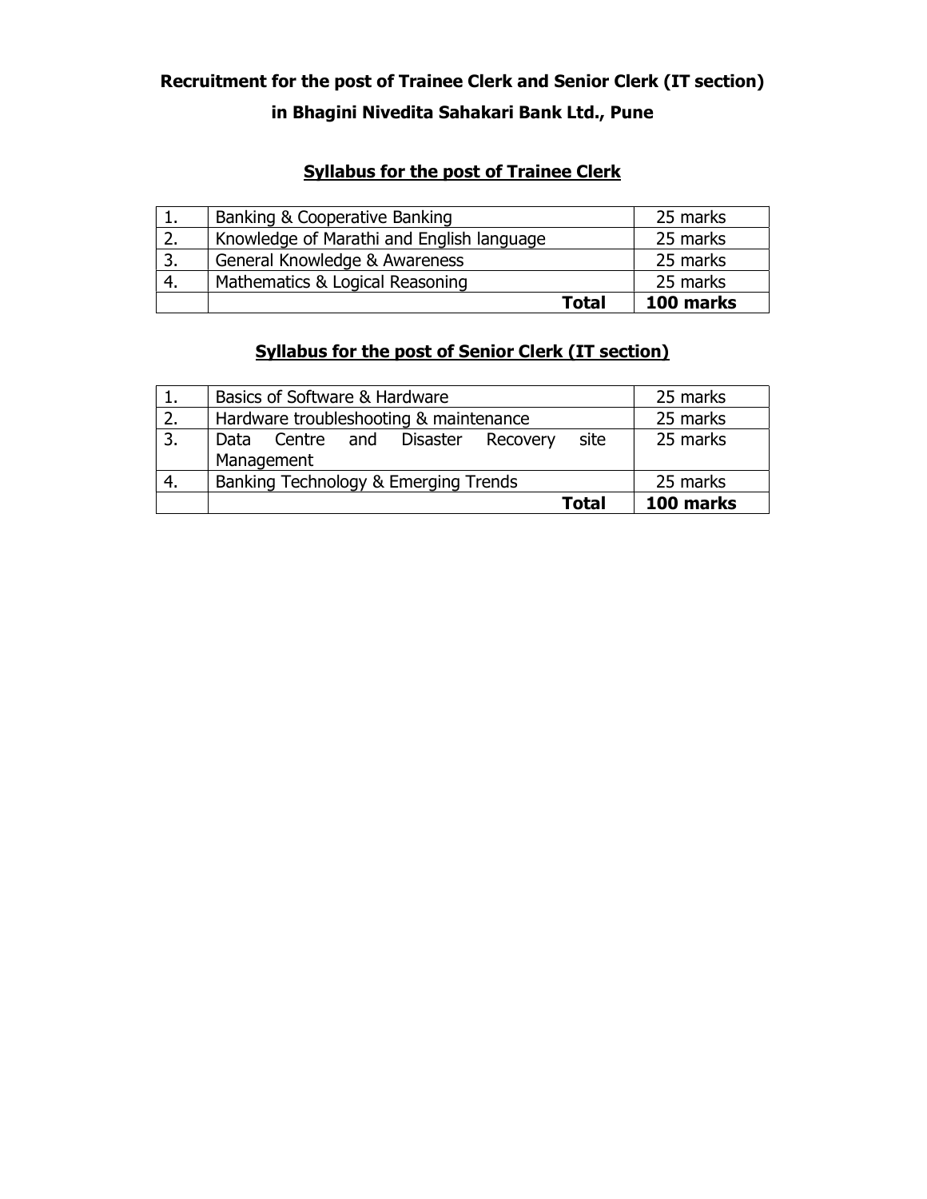**Recruitment for the post of Trainee Clerk and Senior Clerk (IT section) in Bhagini Nivedita Sahakari Bank Ltd., Pune**

## Syllabus for the post of Trainee Clerk

| | | |
|---|---|---|
| 1. | Banking & Cooperative Banking | 25 marks |
| 2. | Knowledge of Marathi and English language | 25 marks |
| 3. | General Knowledge & Awareness | 25 marks |
| 4. | Mathematics & Logical Reasoning | 25 marks |
| | **Total** | **100 marks** |

## Syllabus for the post of Senior Clerk (IT section)

| | | |
|---|---|---|
| 1. | Basics of Software & Hardware | 25 marks |
| 2. | Hardware troubleshooting & maintenance | 25 marks |
| 3. | Data Centre and Disaster Recovery site Management | 25 marks |
| 4. | Banking Technology & Emerging Trends | 25 marks |
| | **Total** | **100 marks** |